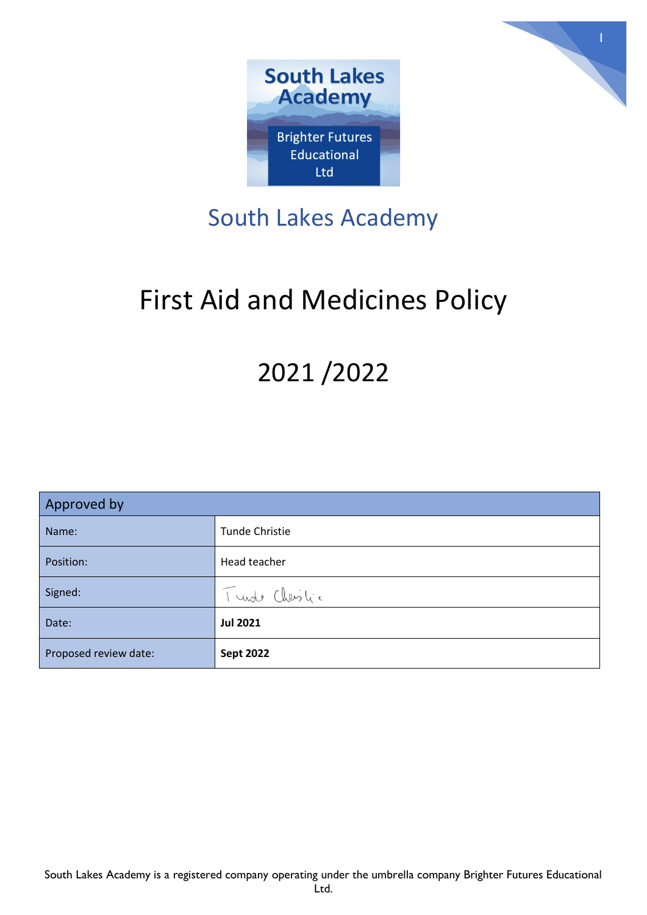South Lakes Academy

Brighter Futures Educational Ltd

# South Lakes Academy

# First Aid and Medicines Policy

# 2021 /2022

| Approved by | |
| --- | --- |
| Name: | Tunde Christie |
| Position: | Head teacher |
| Signed: | Tunde Christie |
| Date: | **Jul 2021** |
| Proposed review date: | **Sept 2022** |

South Lakes Academy is a registered company operating under the umbrella company Brighter Futures Educational Ltd.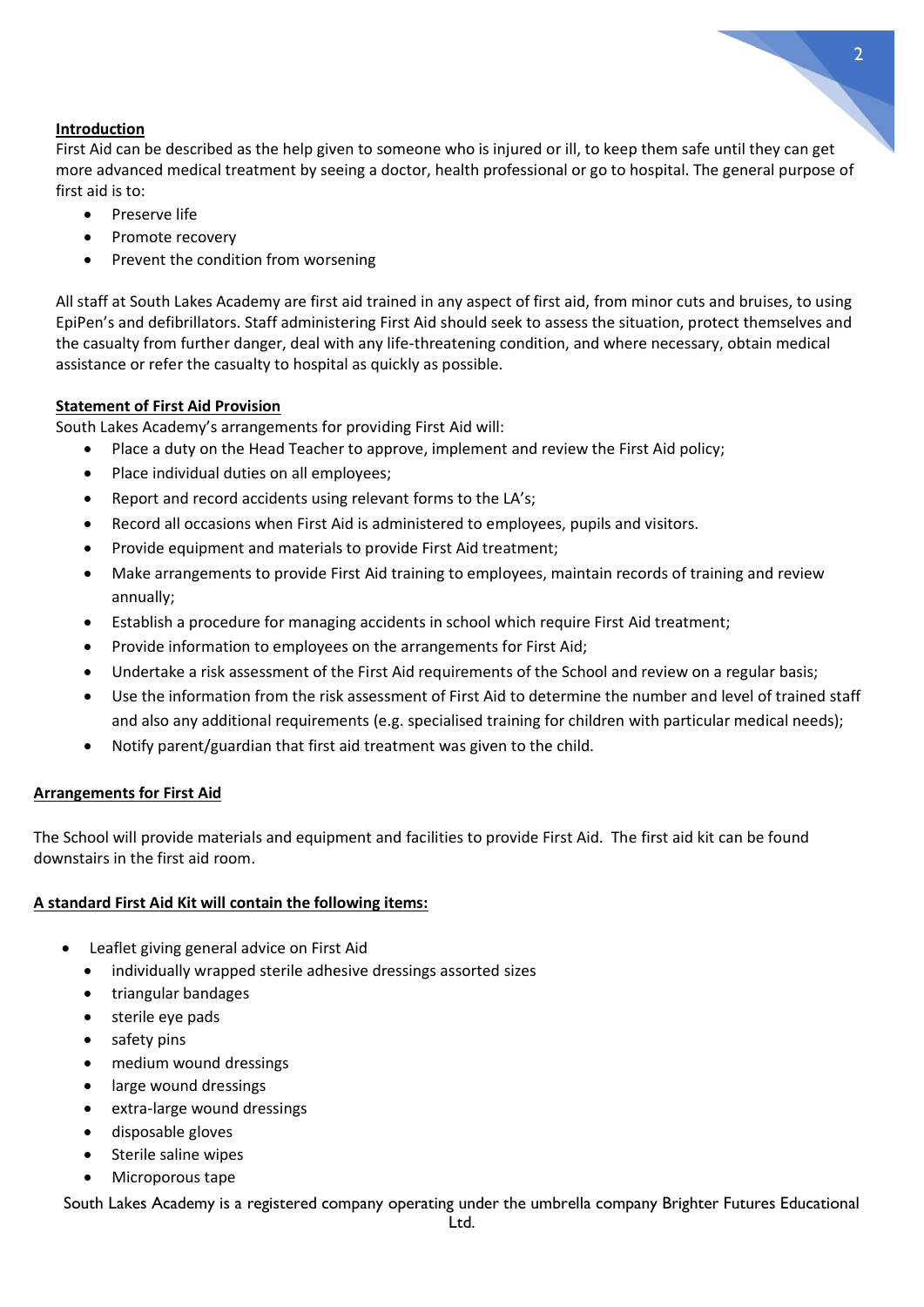## Introduction

First Aid can be described as the help given to someone who is injured or ill, to keep them safe until they can get more advanced medical treatment by seeing a doctor, health professional or go to hospital. The general purpose of first aid is to:

- Preserve life
- Promote recovery
- Prevent the condition from worsening

All staff at South Lakes Academy are first aid trained in any aspect of first aid, from minor cuts and bruises, to using EpiPen's and defibrillators. Staff administering First Aid should seek to assess the situation, protect themselves and the casualty from further danger, deal with any life-threatening condition, and where necessary, obtain medical assistance or refer the casualty to hospital as quickly as possible.

## Statement of First Aid Provision

South Lakes Academy's arrangements for providing First Aid will:

- Place a duty on the Head Teacher to approve, implement and review the First Aid policy;
- Place individual duties on all employees;
- Report and record accidents using relevant forms to the LA's;
- Record all occasions when First Aid is administered to employees, pupils and visitors.
- Provide equipment and materials to provide First Aid treatment;
- Make arrangements to provide First Aid training to employees, maintain records of training and review annually;
- Establish a procedure for managing accidents in school which require First Aid treatment;
- Provide information to employees on the arrangements for First Aid;
- Undertake a risk assessment of the First Aid requirements of the School and review on a regular basis;
- Use the information from the risk assessment of First Aid to determine the number and level of trained staff and also any additional requirements (e.g. specialised training for children with particular medical needs);
- Notify parent/guardian that first aid treatment was given to the child.

## Arrangements for First Aid

The School will provide materials and equipment and facilities to provide First Aid. The first aid kit can be found downstairs in the first aid room.

## A standard First Aid Kit will contain the following items:

- Leaflet giving general advice on First Aid
- individually wrapped sterile adhesive dressings assorted sizes
- triangular bandages
- sterile eye pads
- safety pins
- medium wound dressings
- large wound dressings
- extra-large wound dressings
- disposable gloves
- Sterile saline wipes
- Microporous tape

South Lakes Academy is a registered company operating under the umbrella company Brighter Futures Educational Ltd.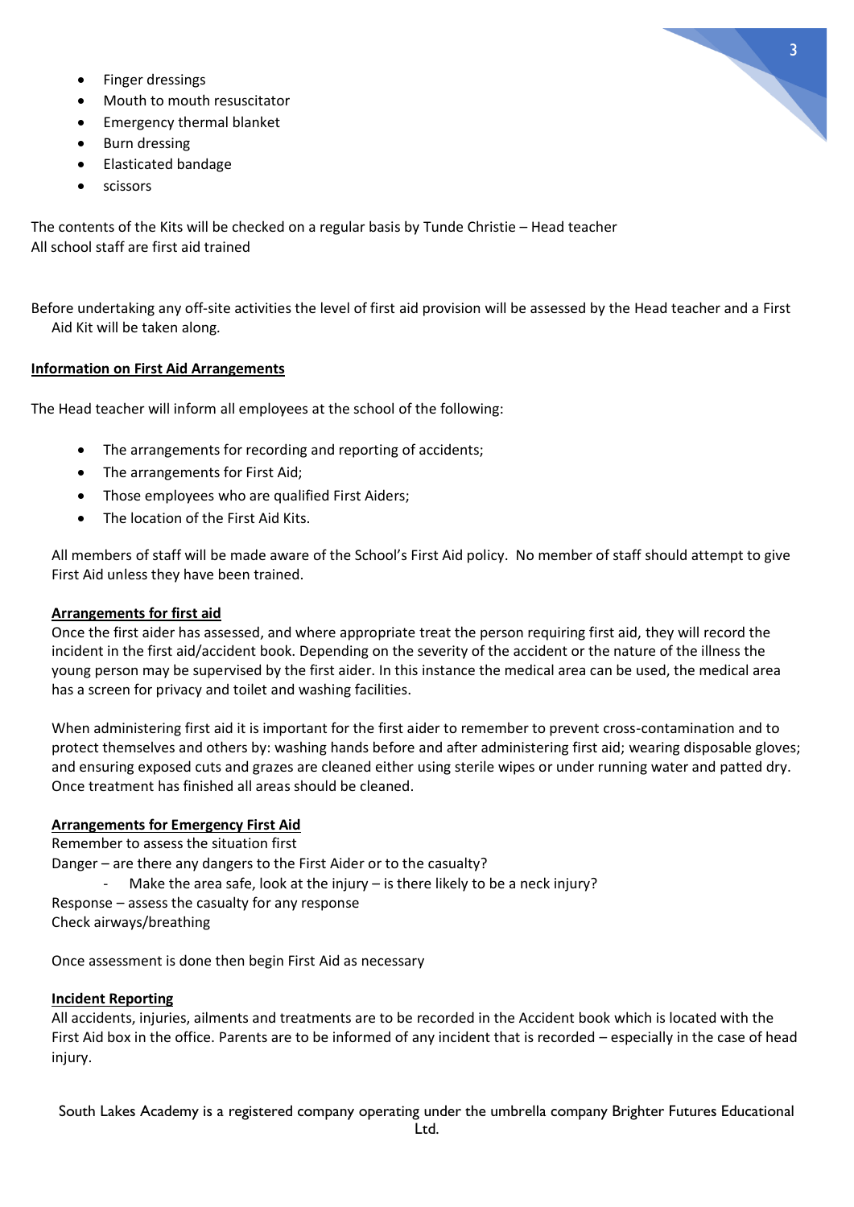- Finger dressings
- Mouth to mouth resuscitator
- Emergency thermal blanket
- Burn dressing
- Elasticated bandage
- scissors

The contents of the Kits will be checked on a regular basis by Tunde Christie – Head teacher
All school staff are first aid trained

Before undertaking any off-site activities the level of first aid provision will be assessed by the Head teacher and a First Aid Kit will be taken along.

**Information on First Aid Arrangements**

The Head teacher will inform all employees at the school of the following:

- The arrangements for recording and reporting of accidents;
- The arrangements for First Aid;
- Those employees who are qualified First Aiders;
- The location of the First Aid Kits.

All members of staff will be made aware of the School's First Aid policy. No member of staff should attempt to give First Aid unless they have been trained.

**Arrangements for first aid**

Once the first aider has assessed, and where appropriate treat the person requiring first aid, they will record the incident in the first aid/accident book. Depending on the severity of the accident or the nature of the illness the young person may be supervised by the first aider. In this instance the medical area can be used, the medical area has a screen for privacy and toilet and washing facilities.

When administering first aid it is important for the first aider to remember to prevent cross-contamination and to protect themselves and others by: washing hands before and after administering first aid; wearing disposable gloves; and ensuring exposed cuts and grazes are cleaned either using sterile wipes or under running water and patted dry. Once treatment has finished all areas should be cleaned.

**Arrangements for Emergency First Aid**

Remember to assess the situation first
Danger – are there any dangers to the First Aider or to the casualty?

- Make the area safe, look at the injury – is there likely to be a neck injury?

Response – assess the casualty for any response
Check airways/breathing

Once assessment is done then begin First Aid as necessary

**Incident Reporting**

All accidents, injuries, ailments and treatments are to be recorded in the Accident book which is located with the First Aid box in the office. Parents are to be informed of any incident that is recorded – especially in the case of head injury.

South Lakes Academy is a registered company operating under the umbrella company Brighter Futures Educational Ltd.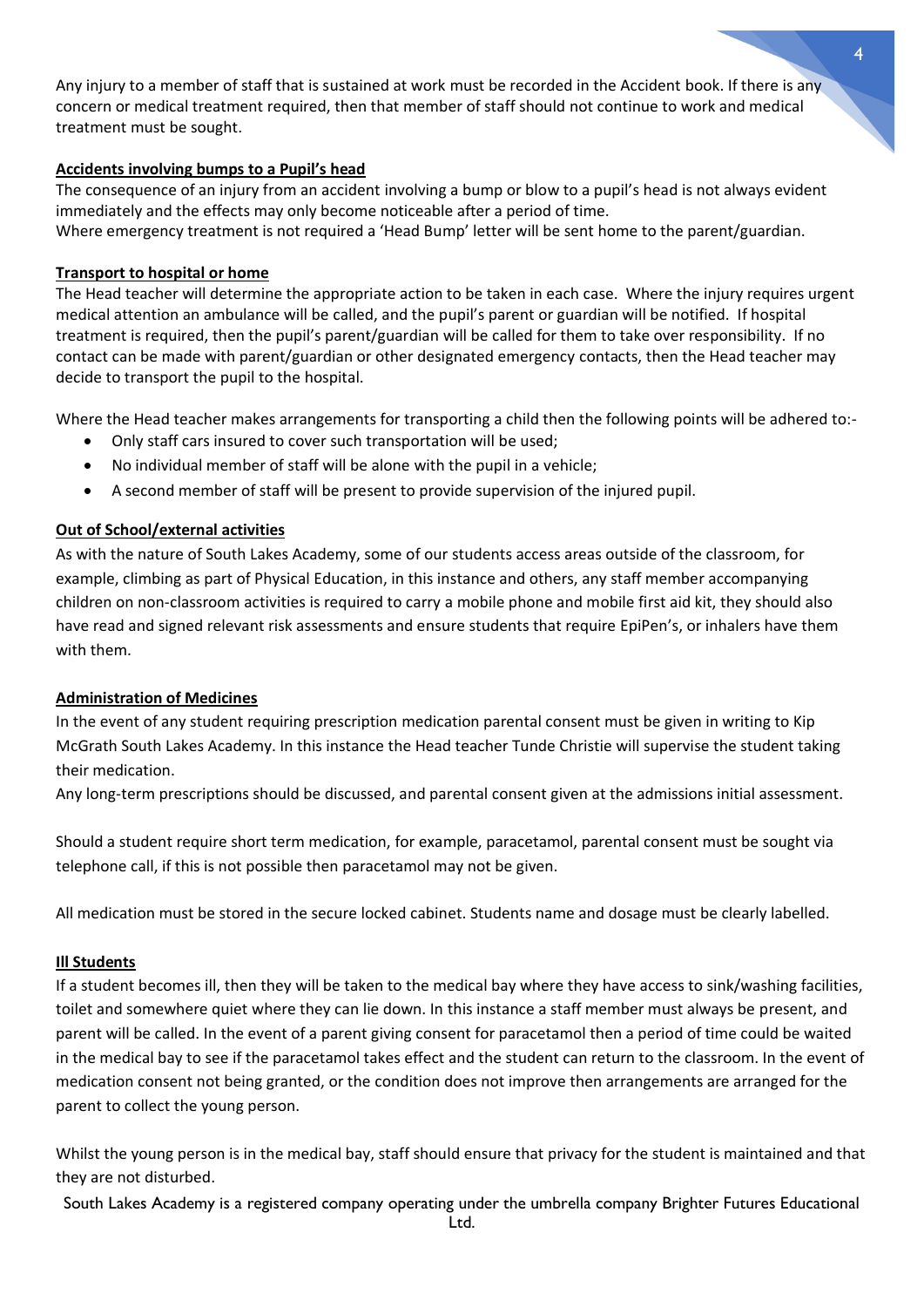Any injury to a member of staff that is sustained at work must be recorded in the Accident book. If there is any concern or medical treatment required, then that member of staff should not continue to work and medical treatment must be sought.

**Accidents involving bumps to a Pupil's head**

The consequence of an injury from an accident involving a bump or blow to a pupil's head is not always evident immediately and the effects may only become noticeable after a period of time.
Where emergency treatment is not required a 'Head Bump' letter will be sent home to the parent/guardian.

**Transport to hospital or home**

The Head teacher will determine the appropriate action to be taken in each case. Where the injury requires urgent medical attention an ambulance will be called, and the pupil's parent or guardian will be notified. If hospital treatment is required, then the pupil's parent/guardian will be called for them to take over responsibility. If no contact can be made with parent/guardian or other designated emergency contacts, then the Head teacher may decide to transport the pupil to the hospital.

Where the Head teacher makes arrangements for transporting a child then the following points will be adhered to:-

- Only staff cars insured to cover such transportation will be used;
- No individual member of staff will be alone with the pupil in a vehicle;
- A second member of staff will be present to provide supervision of the injured pupil.

**Out of School/external activities**

As with the nature of South Lakes Academy, some of our students access areas outside of the classroom, for example, climbing as part of Physical Education, in this instance and others, any staff member accompanying children on non-classroom activities is required to carry a mobile phone and mobile first aid kit, they should also have read and signed relevant risk assessments and ensure students that require EpiPen's, or inhalers have them with them.

**Administration of Medicines**

In the event of any student requiring prescription medication parental consent must be given in writing to Kip McGrath South Lakes Academy. In this instance the Head teacher Tunde Christie will supervise the student taking their medication.
Any long-term prescriptions should be discussed, and parental consent given at the admissions initial assessment.

Should a student require short term medication, for example, paracetamol, parental consent must be sought via telephone call, if this is not possible then paracetamol may not be given.

All medication must be stored in the secure locked cabinet. Students name and dosage must be clearly labelled.

**Ill Students**

If a student becomes ill, then they will be taken to the medical bay where they have access to sink/washing facilities, toilet and somewhere quiet where they can lie down. In this instance a staff member must always be present, and parent will be called. In the event of a parent giving consent for paracetamol then a period of time could be waited in the medical bay to see if the paracetamol takes effect and the student can return to the classroom. In the event of medication consent not being granted, or the condition does not improve then arrangements are arranged for the parent to collect the young person.

Whilst the young person is in the medical bay, staff should ensure that privacy for the student is maintained and that they are not disturbed.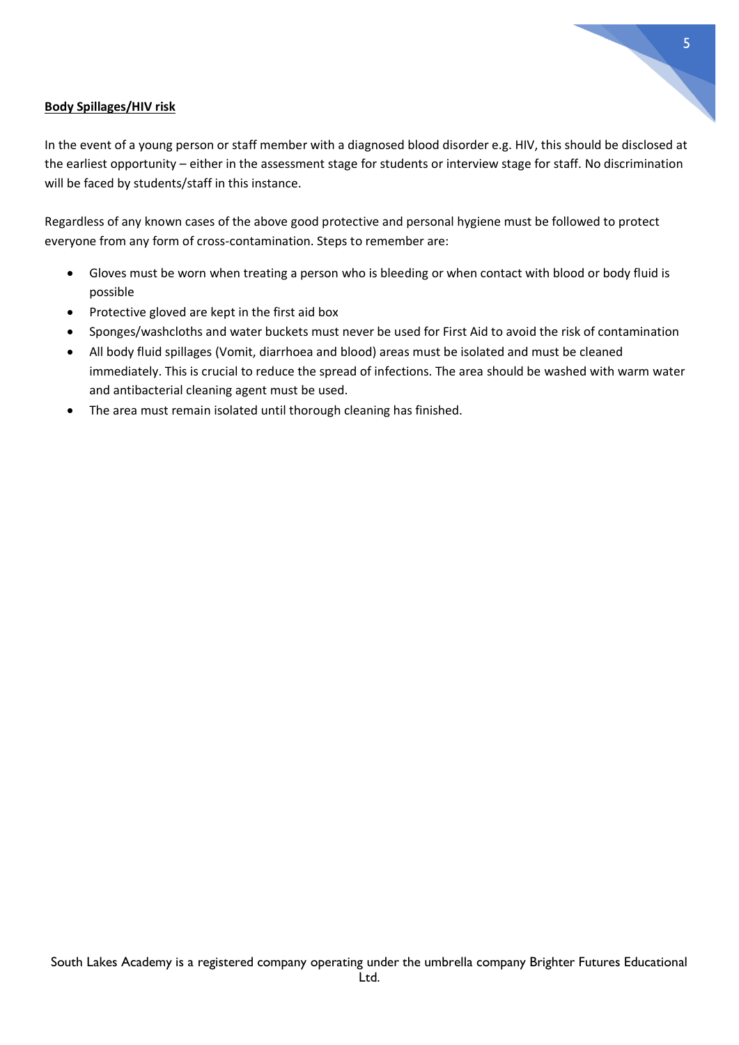**Body Spillages/HIV risk**

In the event of a young person or staff member with a diagnosed blood disorder e.g. HIV, this should be disclosed at the earliest opportunity – either in the assessment stage for students or interview stage for staff. No discrimination will be faced by students/staff in this instance.

Regardless of any known cases of the above good protective and personal hygiene must be followed to protect everyone from any form of cross-contamination. Steps to remember are:

- Gloves must be worn when treating a person who is bleeding or when contact with blood or body fluid is possible
- Protective gloved are kept in the first aid box
- Sponges/washcloths and water buckets must never be used for First Aid to avoid the risk of contamination
- All body fluid spillages (Vomit, diarrhoea and blood) areas must be isolated and must be cleaned immediately. This is crucial to reduce the spread of infections. The area should be washed with warm water and antibacterial cleaning agent must be used.
- The area must remain isolated until thorough cleaning has finished.